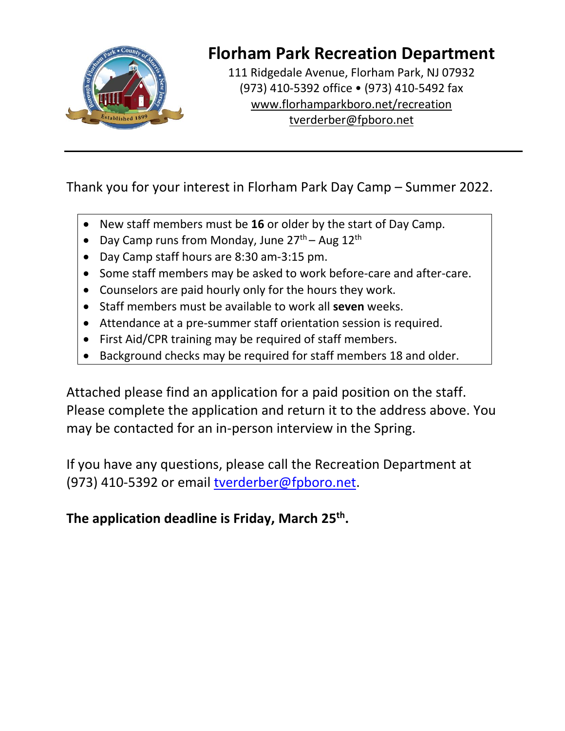# Florham Park Recreation Department

111 Ridgedale Avenue, Florham Park, NJ 07932
(973) 410-5392 office • (973) 410-5492 fax
www.florhamparkboro.net/recreation
tverderber@fpboro.net

---

Thank you for your interest in Florham Park Day Camp – Summer 2022.

- New staff members must be **16** or older by the start of Day Camp.
- Day Camp runs from Monday, June 27th – Aug 12th
- Day Camp staff hours are 8:30 am-3:15 pm.
- Some staff members may be asked to work before-care and after-care.
- Counselors are paid hourly only for the hours they work.
- Staff members must be available to work all **seven** weeks.
- Attendance at a pre-summer staff orientation session is required.
- First Aid/CPR training may be required of staff members.
- Background checks may be required for staff members 18 and older.

Attached please find an application for a paid position on the staff. Please complete the application and return it to the address above. You may be contacted for an in-person interview in the Spring.

If you have any questions, please call the Recreation Department at (973) 410-5392 or email tverderber@fpboro.net.

**The application deadline is Friday, March 25th.**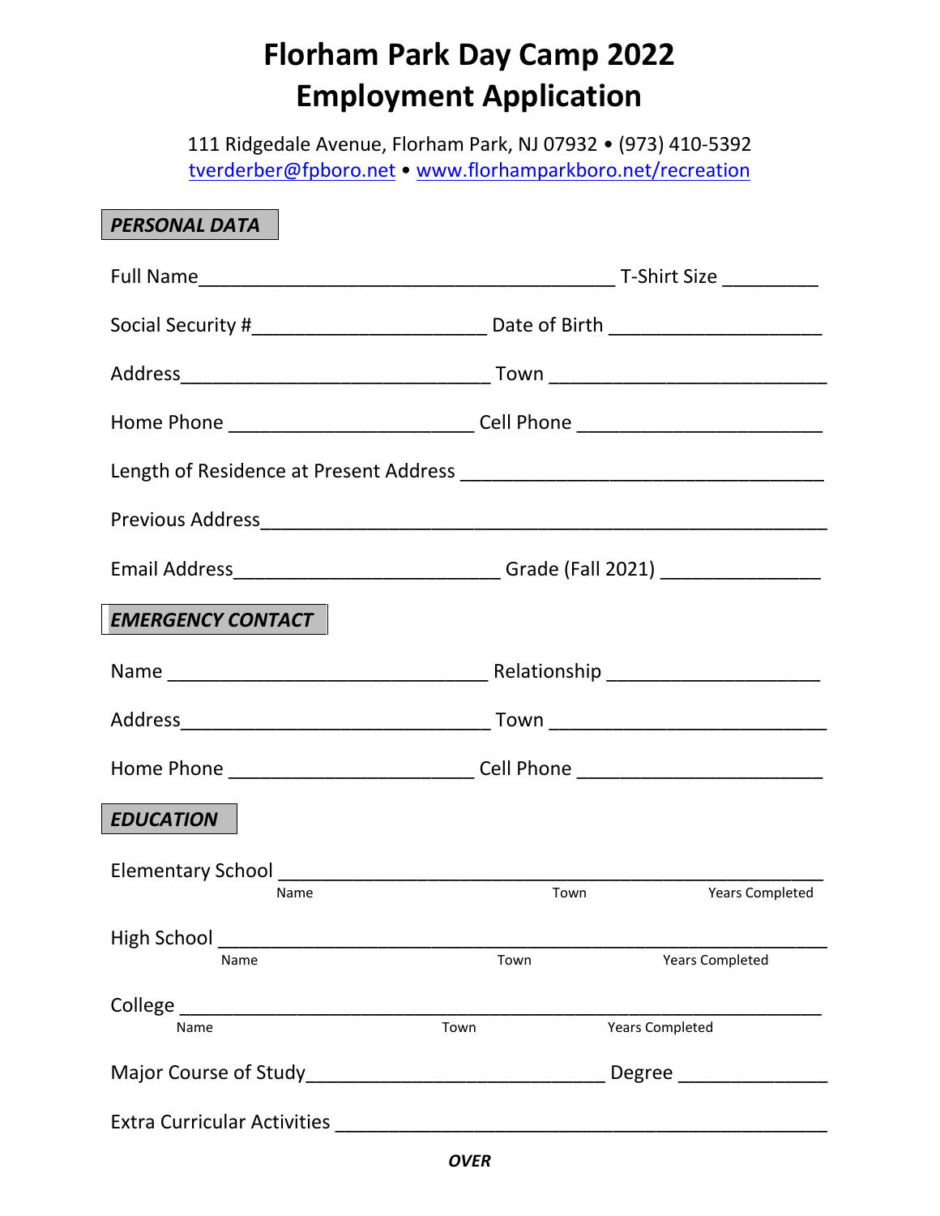# Florham Park Day Camp 2022
# Employment Application

111 Ridgedale Avenue, Florham Park, NJ 07932 • (973) 410-5392
tverderber@fpboro.net • www.florhamparkboro.net/recreation

## *PERSONAL DATA*

Full Name_______________________________________ T-Shirt Size _________

Social Security #______________________ Date of Birth ____________________

Address_____________________________ Town __________________________

Home Phone _______________________ Cell Phone _______________________

Length of Residence at Present Address __________________________________

Previous Address_____________________________________________________

Email Address_________________________ Grade (Fall 2021) _______________

## *EMERGENCY CONTACT*

Name ______________________________ Relationship ____________________

Address_____________________________ Town __________________________

Home Phone _______________________ Cell Phone _______________________

## *EDUCATION*

Elementary School ___________________________________________________
Name Town Years Completed

High School _________________________________________________________
Name Town Years Completed

College _____________________________________________________________
Name Town Years Completed

Major Course of Study___________________________ Degree ______________

Extra Curricular Activities ______________________________________________

***OVER***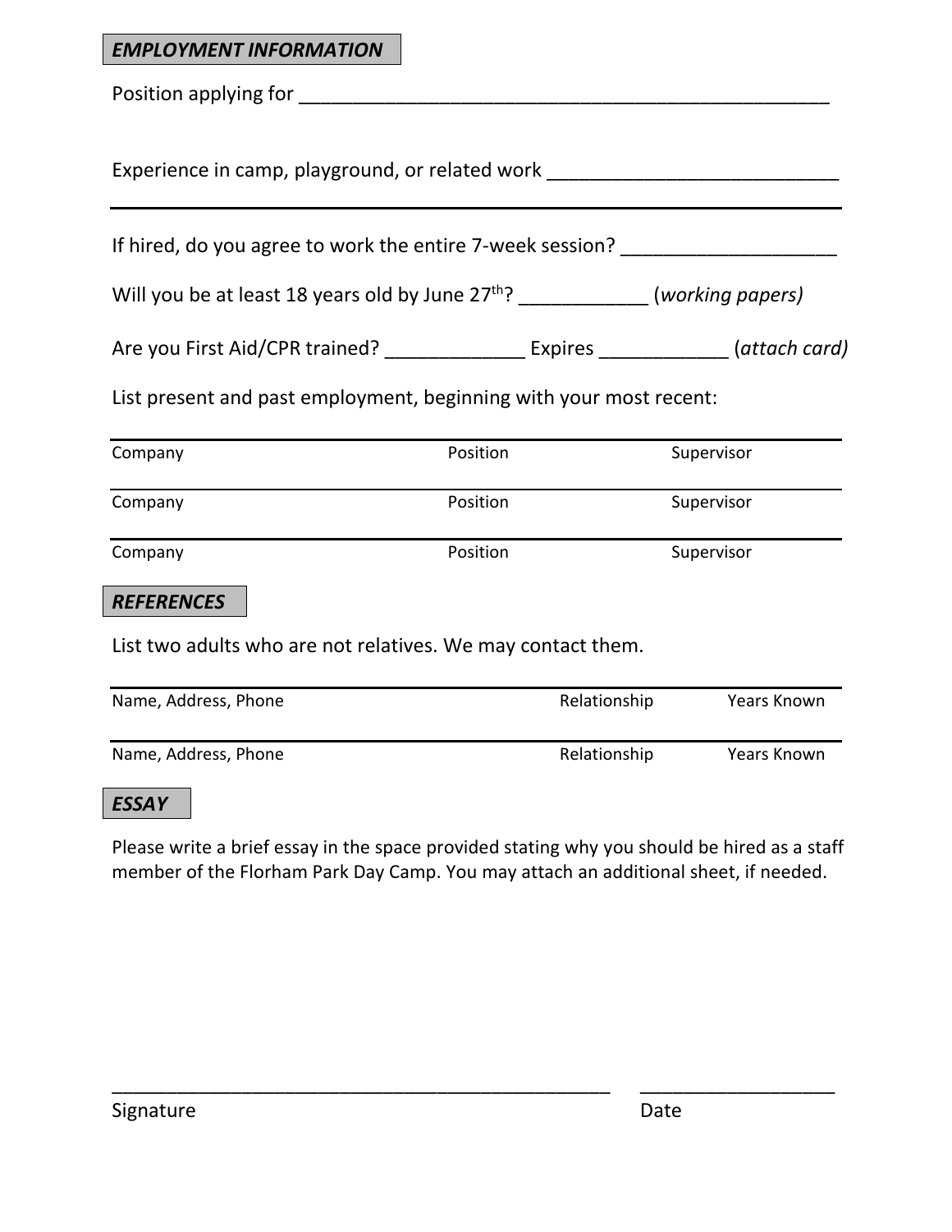## *EMPLOYMENT INFORMATION*

Position applying for ___________________________________________________

Experience in camp, playground, or related work ___________________________

___________________________________________________________________________

If hired, do you agree to work the entire 7-week session? ____________________

Will you be at least 18 years old by June 27th? ___________ (*working papers)*

Are you First Aid/CPR trained? _____________ Expires ___________ (*attach card)*

List present and past employment, beginning with your most recent:

| Company | Position | Supervisor |
|---|---|---|
| Company | Position | Supervisor |
| Company | Position | Supervisor |

## *REFERENCES*

List two adults who are not relatives. We may contact them.

| Name, Address, Phone | Relationship | Years Known |
|---|---|---|
| Name, Address, Phone | Relationship | Years Known |

## *ESSAY*

Please write a brief essay in the space provided stating why you should be hired as a staff member of the Florham Park Day Camp. You may attach an additional sheet, if needed.

_______________________________________________ __________________

Signature Date